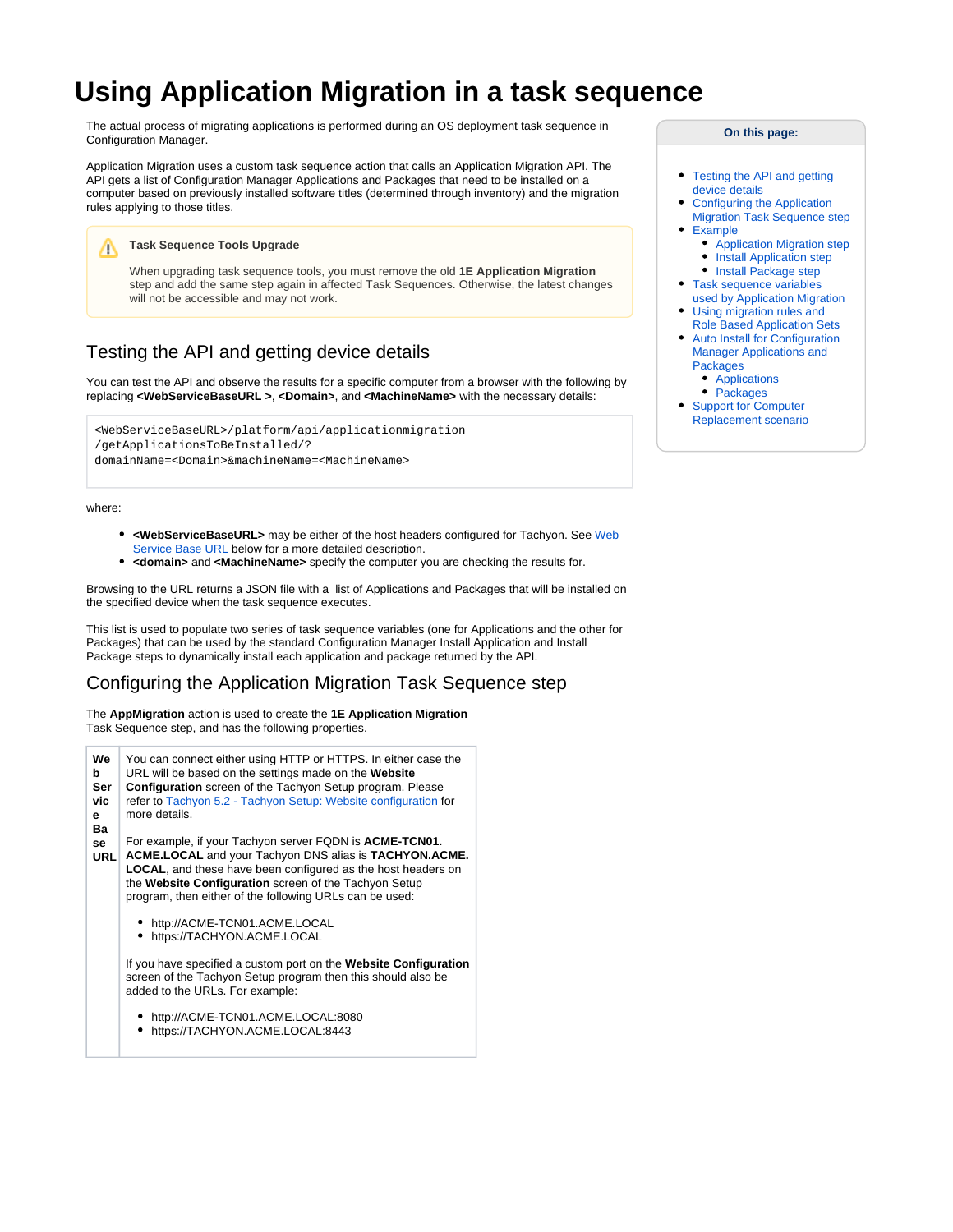# Using Application Migration in a task sequence

The actual process of migrating applications is performed during an OS deployment task sequence in Configuration Manager.

Application Migration uses a custom task sequence action that calls an Application Migration API. The API gets a list of Configuration Manager Applications and Packages that need to be installed on a computer based on previously installed software titles (determined through inventory) and the migration rules applying to those titles.

> **Task Sequence Tools Upgrade**
>
> When upgrading task sequence tools, you must remove the old **1E Application Migration** step and add the same step again in affected Task Sequences. Otherwise, the latest changes will not be accessible and may not work.

**On this page:**

- Testing the API and getting device details
- Configuring the Application Migration Task Sequence step
- Example
  - Application Migration step
  - Install Application step
  - Install Package step
- Task sequence variables used by Application Migration
- Using migration rules and Role Based Application Sets
- Auto Install for Configuration Manager Applications and Packages
  - Applications
  - Packages
- Support for Computer Replacement scenario

## Testing the API and getting device details

You can test the API and observe the results for a specific computer from a browser with the following by replacing **<WebServiceBaseURL >**, **<Domain>**, and **<MachineName>** with the necessary details:

```
<WebServiceBaseURL>/platform/api/applicationmigration
/getApplicationsToBeInstalled/?
domainName=<Domain>&machineName=<MachineName>
```

where:

- **<WebServiceBaseURL>** may be either of the host headers configured for Tachyon. See Web Service Base URL below for a more detailed description.
- **<domain>** and **<MachineName>** specify the computer you are checking the results for.

Browsing to the URL returns a JSON file with a list of Applications and Packages that will be installed on the specified device when the task sequence executes.

This list is used to populate two series of task sequence variables (one for Applications and the other for Packages) that can be used by the standard Configuration Manager Install Application and Install Package steps to dynamically install each application and package returned by the API.

## Configuring the Application Migration Task Sequence step

The **AppMigration** action is used to create the **1E Application Migration** Task Sequence step, and has the following properties.

| | |
|---|---|
| **Web Service Base URL** | You can connect either using HTTP or HTTPS. In either case the URL will be based on the settings made on the **Website Configuration** screen of the Tachyon Setup program. Please refer to Tachyon 5.2 - Tachyon Setup: Website configuration for more details.<br><br>For example, if your Tachyon server FQDN is **ACME-TCN01.ACME.LOCAL** and your Tachyon DNS alias is **TACHYON.ACME.LOCAL**, and these have been configured as the host headers on the **Website Configuration** screen of the Tachyon Setup program, then either of the following URLs can be used:<br><br>• http://ACME-TCN01.ACME.LOCAL<br>• https://TACHYON.ACME.LOCAL<br><br>If you have specified a custom port on the **Website Configuration** screen of the Tachyon Setup program then this should also be added to the URLs. For example:<br><br>• http://ACME-TCN01.ACME.LOCAL:8080<br>• https://TACHYON.ACME.LOCAL:8443 |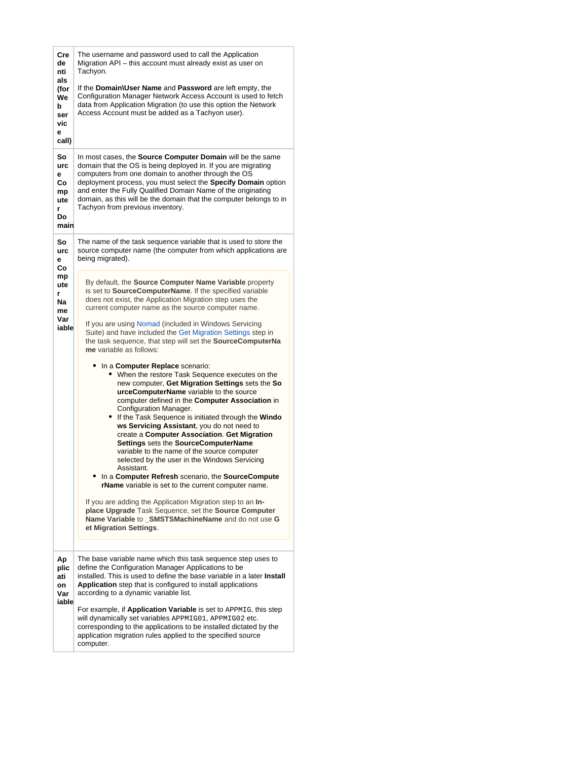| | |
|---|---|
| **Credentials (for Web service call)** | The username and password used to call the Application Migration API – this account must already exist as user on Tachyon.<br><br>If the **Domain\User Name** and **Password** are left empty, the Configuration Manager Network Access Account is used to fetch data from Application Migration (to use this option the Network Access Account must be added as a Tachyon user). |
| **Source Computer Domain** | In most cases, the **Source Computer Domain** will be the same domain that the OS is being deployed in. If you are migrating computers from one domain to another through the OS deployment process, you must select the **Specify Domain** option and enter the Fully Qualified Domain Name of the originating domain, as this will be the domain that the computer belongs to in Tachyon from previous inventory. |
| **Source Computer Name Variable** | The name of the task sequence variable that is used to store the source computer name (the computer from which applications are being migrated).<br><br>By default, the **Source Computer Name Variable** property is set to **SourceComputerName**. If the specified variable does not exist, the Application Migration step uses the current computer name as the source computer name.<br><br>If you are using Nomad (included in Windows Servicing Suite) and have included the Get Migration Settings step in the task sequence, that step will set the **SourceComputerName** variable as follows:<br><br>• In a **Computer Replace** scenario:<br>&nbsp;&nbsp;&nbsp;&nbsp;◦ When the restore Task Sequence executes on the new computer, **Get Migration Settings** sets the **SourceComputerName** variable to the source computer defined in the **Computer Association** in Configuration Manager.<br>&nbsp;&nbsp;&nbsp;&nbsp;◦ If the Task Sequence is initiated through the **Windows Servicing Assistant**, you do not need to create a **Computer Association**. **Get Migration Settings** sets the **SourceComputerName** variable to the name of the source computer selected by the user in the Windows Servicing Assistant.<br>• In a **Computer Refresh** scenario, the **SourceComputerName** variable is set to the current computer name.<br><br>If you are adding the Application Migration step to an **In-place Upgrade** Task Sequence, set the **Source Computer Name Variable** to **_SMSTSMachineName** and do not use **Get Migration Settings**. |
| **Application Variable** | The base variable name which this task sequence step uses to define the Configuration Manager Applications to be installed. This is used to define the base variable in a later **Install Application** step that is configured to install applications according to a dynamic variable list.<br><br>For example, if **Application Variable** is set to `APPMIG`, this step will dynamically set variables `APPMIG01`, `APPMIG02` etc. corresponding to the applications to be installed dictated by the application migration rules applied to the specified source computer. |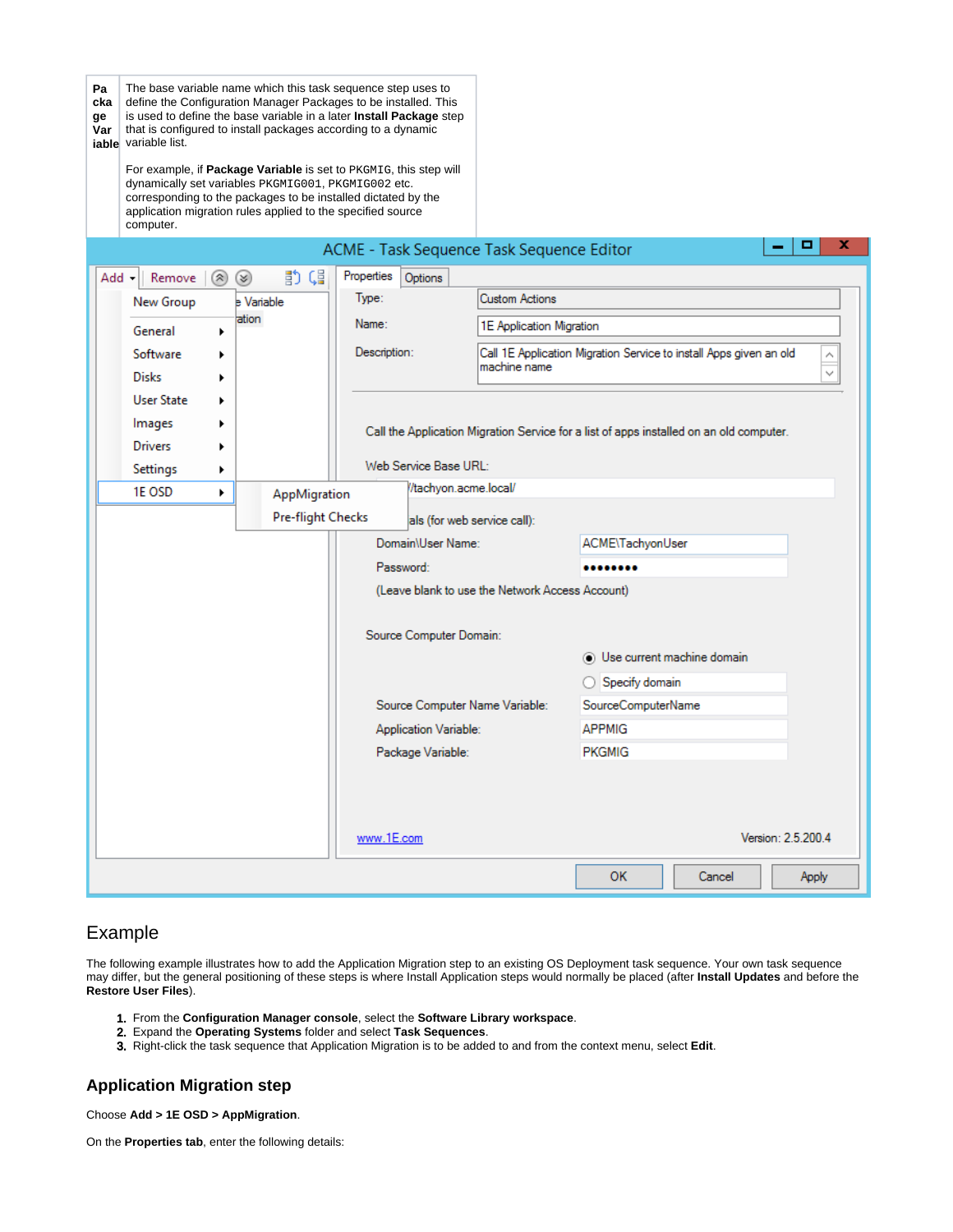| Package Variable | The base variable name which this task sequence step uses to define the Configuration Manager Packages to be installed. This is used to define the base variable in a later **Install Package** step that is configured to install packages according to a dynamic variable list.<br><br>For example, if **Package Variable** is set to `PKGMIG`, this step will dynamically set variables `PKGMIG001`, `PKGMIG002` etc. corresponding to the packages to be installed dictated by the application migration rules applied to the specified source computer. |
|---|---|

## Example

The following example illustrates how to add the Application Migration step to an existing OS Deployment task sequence. Your own task sequence may differ, but the general positioning of these steps is where Install Application steps would normally be placed (after **Install Updates** and before the **Restore User Files**).

1. From the **Configuration Manager console**, select the **Software Library workspace**.
2. Expand the **Operating Systems** folder and select **Task Sequences**.
3. Right-click the task sequence that Application Migration is to be added to and from the context menu, select **Edit**.

### Application Migration step

Choose **Add > 1E OSD > AppMigration**.

On the **Properties tab**, enter the following details: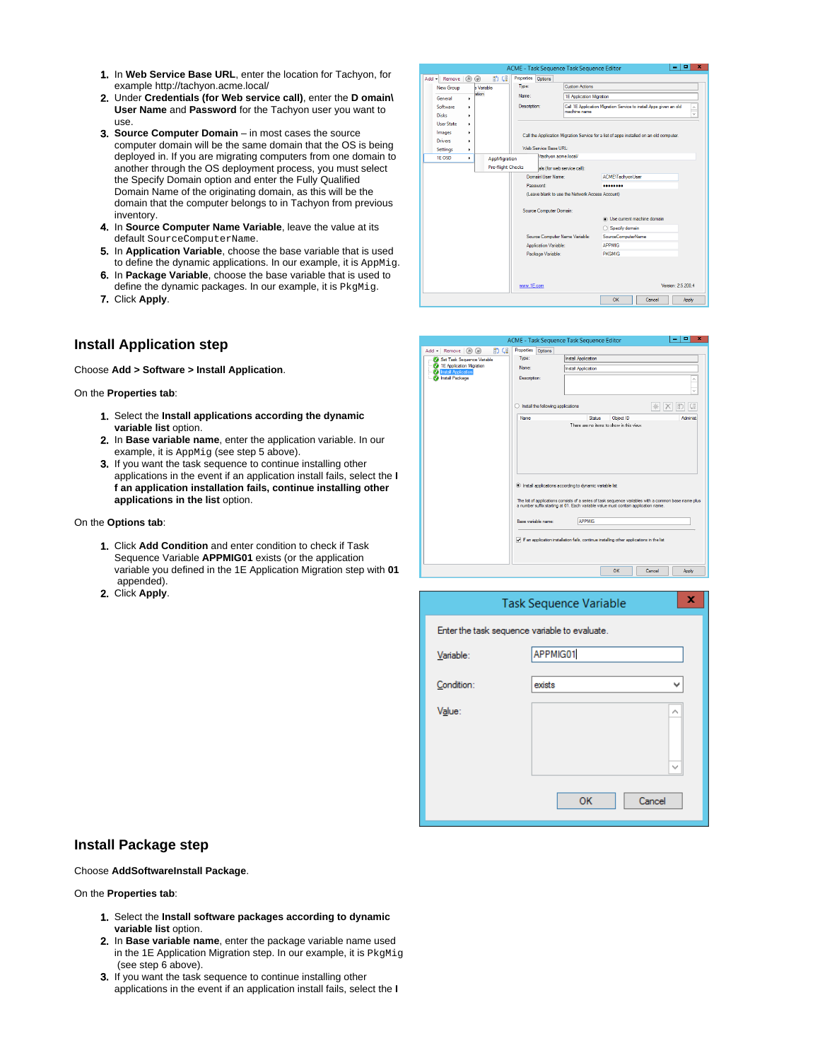1. In **Web Service Base URL**, enter the location for Tachyon, for example http://tachyon.acme.local/
2. Under **Credentials (for Web service call)**, enter the **D omain\ User Name** and **Password** for the Tachyon user you want to use.
3. **Source Computer Domain** – in most cases the source computer domain will be the same domain that the OS is being deployed in. If you are migrating computers from one domain to another through the OS deployment process, you must select the Specify Domain option and enter the Fully Qualified Domain Name of the originating domain, as this will be the domain that the computer belongs to in Tachyon from previous inventory.
4. In **Source Computer Name Variable**, leave the value at its default `SourceComputerName`.
5. In **Application Variable**, choose the base variable that is used to define the dynamic applications. In our example, it is `AppMig`.
6. In **Package Variable**, choose the base variable that is used to define the dynamic packages. In our example, it is `PkgMig`.
7. Click **Apply**.

## Install Application step

Choose **Add > Software > Install Application**.

On the **Properties tab**:

1. Select the **Install applications according the dynamic variable list** option.
2. In **Base variable name**, enter the application variable. In our example, it is `AppMig` (see step 5 above).
3. If you want the task sequence to continue installing other applications in the event if an application install fails, select the **I f an application installation fails, continue installing other applications in the list** option.

On the **Options tab**:

1. Click **Add Condition** and enter condition to check if Task Sequence Variable **APPMIG01** exists (or the application variable you defined in the 1E Application Migration step with **01** appended).
2. Click **Apply**.

## Install Package step

Choose **AddSoftwareInstall Package**.

On the **Properties tab**:

1. Select the **Install software packages according to dynamic variable list** option.
2. In **Base variable name**, enter the package variable name used in the 1E Application Migration step. In our example, it is `PkgMig` (see step 6 above).
3. If you want the task sequence to continue installing other applications in the event if an application install fails, select the **I**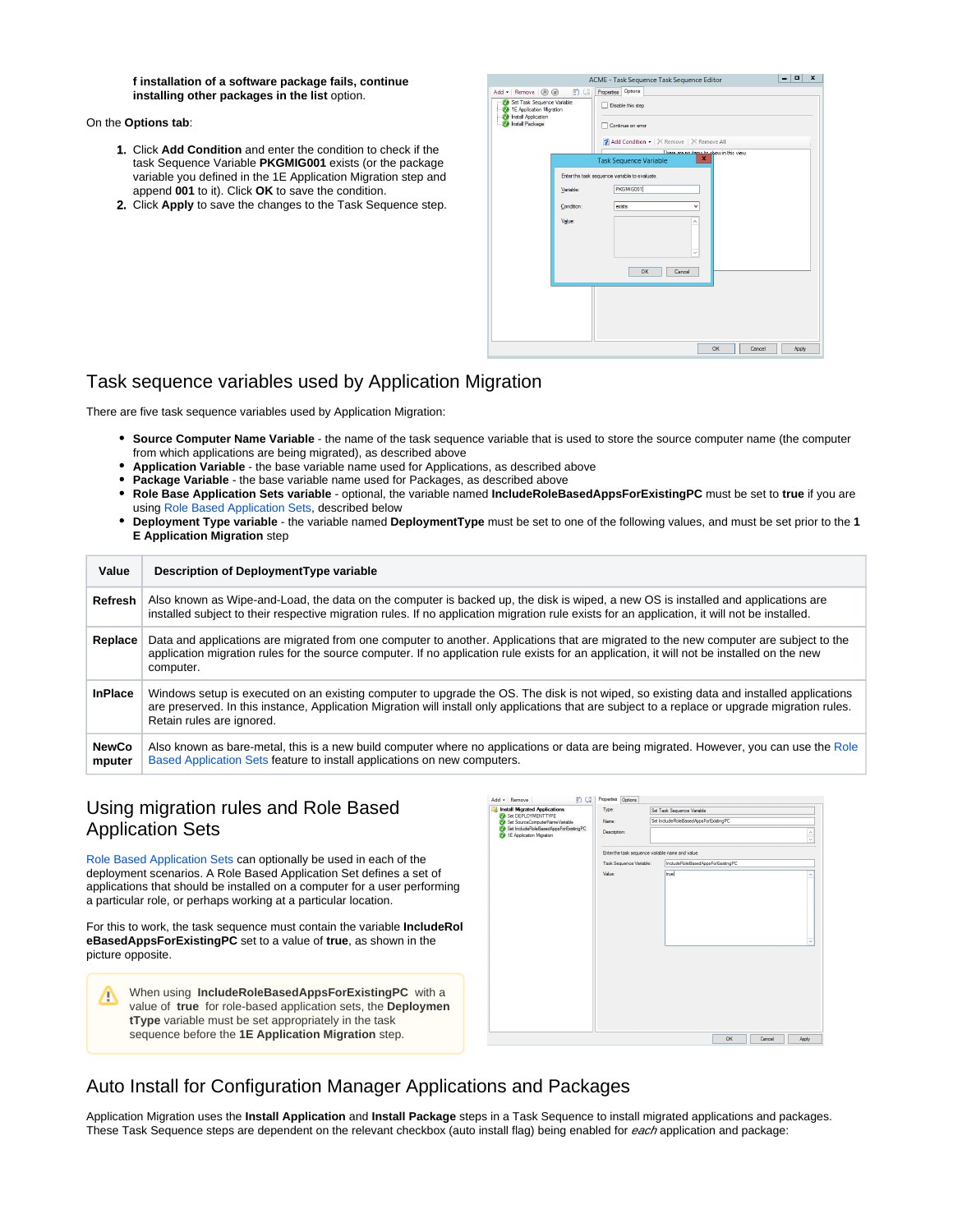**f installation of a software package fails, continue installing other packages in the list** option.

On the **Options** tab:

1. Click **Add Condition** and enter the condition to check if the task Sequence Variable **PKGMIG001** exists (or the package variable you defined in the 1E Application Migration step and append **001** to it). Click **OK** to save the condition.
2. Click **Apply** to save the changes to the Task Sequence step.

## Task sequence variables used by Application Migration

There are five task sequence variables used by Application Migration:

- **Source Computer Name Variable** - the name of the task sequence variable that is used to store the source computer name (the computer from which applications are being migrated), as described above
- **Application Variable** - the base variable name used for Applications, as described above
- **Package Variable** - the base variable name used for Packages, as described above
- **Role Base Application Sets variable** - optional, the variable named **IncludeRoleBasedAppsForExistingPC** must be set to **true** if you are using Role Based Application Sets, described below
- **Deployment Type variable** - the variable named **DeploymentType** must be set to one of the following values, and must be set prior to the **1E Application Migration** step

| Value | Description of DeploymentType variable |
| --- | --- |
| **Refresh** | Also known as Wipe-and-Load, the data on the computer is backed up, the disk is wiped, a new OS is installed and applications are installed subject to their respective migration rules. If no application migration rule exists for an application, it will not be installed. |
| **Replace** | Data and applications are migrated from one computer to another. Applications that are migrated to the new computer are subject to the application migration rules for the source computer. If no application rule exists for an application, it will not be installed on the new computer. |
| **InPlace** | Windows setup is executed on an existing computer to upgrade the OS. The disk is not wiped, so existing data and installed applications are preserved. In this instance, Application Migration will install only applications that are subject to a replace or upgrade migration rules. Retain rules are ignored. |
| **NewComputer** | Also known as bare-metal, this is a new build computer where no applications or data are being migrated. However, you can use the Role Based Application Sets feature to install applications on new computers. |

## Using migration rules and Role Based Application Sets

Role Based Application Sets can optionally be used in each of the deployment scenarios. A Role Based Application Set defines a set of applications that should be installed on a computer for a user performing a particular role, or perhaps working at a particular location.

For this to work, the task sequence must contain the variable **IncludeRoleBasedAppsForExistingPC** set to a value of **true**, as shown in the picture opposite.

> When using **IncludeRoleBasedAppsForExistingPC** with a value of **true** for role-based application sets, the **DeploymentType** variable must be set appropriately in the task sequence before the **1E Application Migration** step.

## Auto Install for Configuration Manager Applications and Packages

Application Migration uses the **Install Application** and **Install Package** steps in a Task Sequence to install migrated applications and packages. These Task Sequence steps are dependent on the relevant checkbox (auto install flag) being enabled for *each* application and package: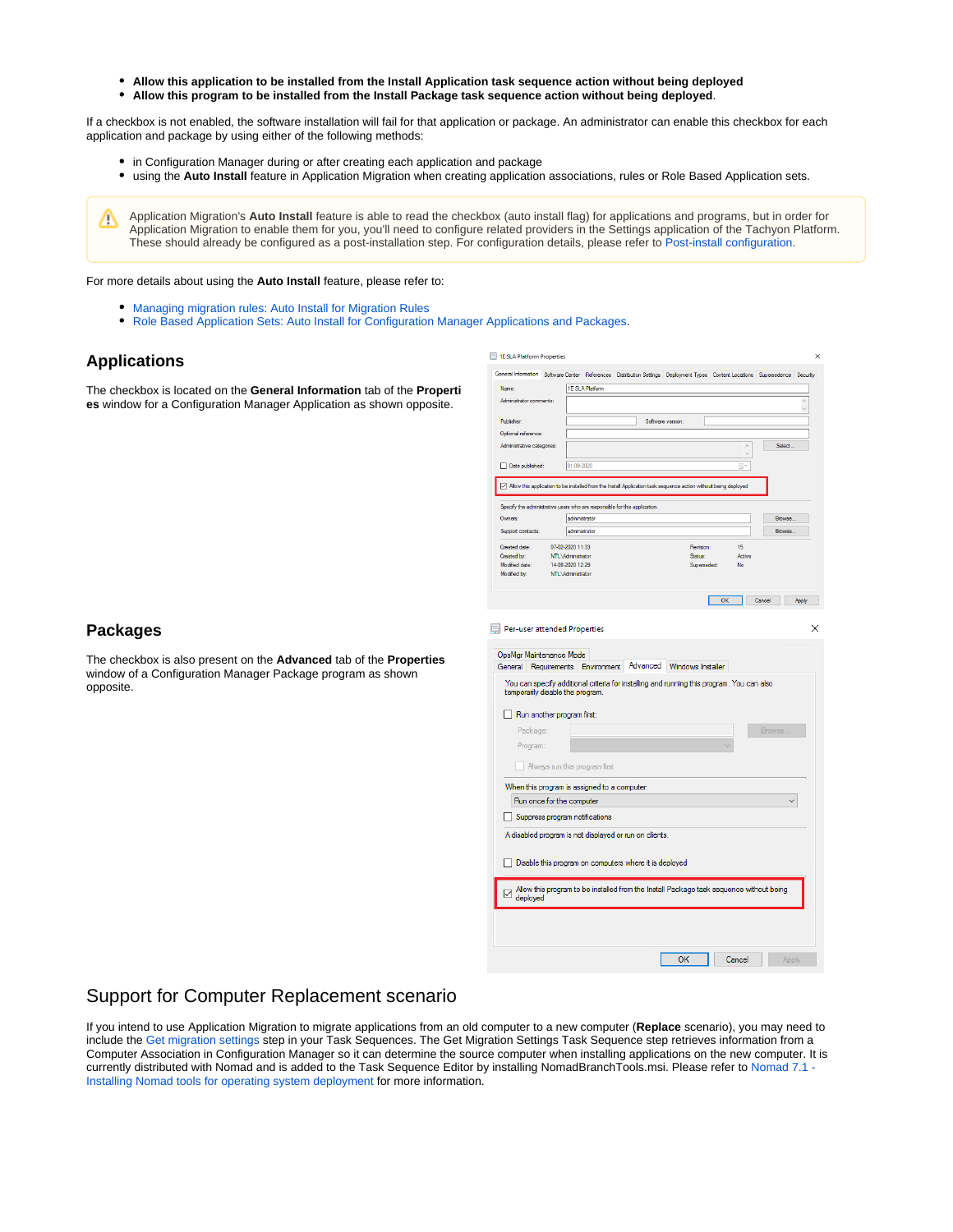- **Allow this application to be installed from the Install Application task sequence action without being deployed**
- **Allow this program to be installed from the Install Package task sequence action without being deployed**.

If a checkbox is not enabled, the software installation will fail for that application or package. An administrator can enable this checkbox for each application and package by using either of the following methods:

- in Configuration Manager during or after creating each application and package
- using the **Auto Install** feature in Application Migration when creating application associations, rules or Role Based Application sets.

> Application Migration's **Auto Install** feature is able to read the checkbox (auto install flag) for applications and programs, but in order for Application Migration to enable them for you, you'll need to configure related providers in the Settings application of the Tachyon Platform. These should already be configured as a post-installation step. For configuration details, please refer to Post-install configuration.

For more details about using the **Auto Install** feature, please refer to:

- Managing migration rules: Auto Install for Migration Rules
- Role Based Application Sets: Auto Install for Configuration Manager Applications and Packages.

## Applications

The checkbox is located on the **General Information** tab of the **Properties** window for a Configuration Manager Application as shown opposite.

## Packages

The checkbox is also present on the **Advanced** tab of the **Properties** window of a Configuration Manager Package program as shown opposite.

# Support for Computer Replacement scenario

If you intend to use Application Migration to migrate applications from an old computer to a new computer (**Replace** scenario), you may need to include the Get migration settings step in your Task Sequences. The Get Migration Settings Task Sequence step retrieves information from a Computer Association in Configuration Manager so it can determine the source computer when installing applications on the new computer. It is currently distributed with Nomad and is added to the Task Sequence Editor by installing NomadBranchTools.msi. Please refer to Nomad 7.1 - Installing Nomad tools for operating system deployment for more information.